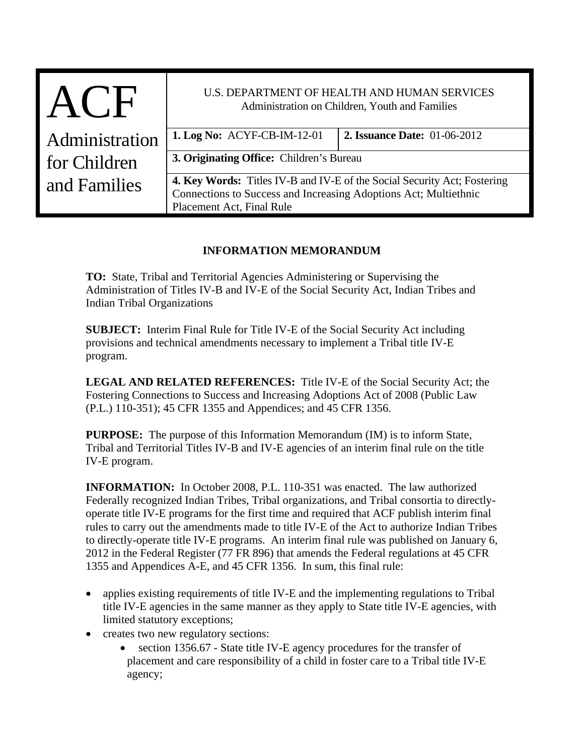| ACF Administration for Children and Families | U.S. DEPARTMENT OF HEALTH AND HUMAN SERVICES Administration on Children, Youth and Families | |
|---|---|---|
| | **1. Log No:** ACYF-CB-IM-12-01 | **2. Issuance Date:** 01-06-2012 |
| | **3. Originating Office:** Children's Bureau | |
| | **4. Key Words:** Titles IV-B and IV-E of the Social Security Act; Fostering Connections to Success and Increasing Adoptions Act; Multiethnic Placement Act, Final Rule | |

# INFORMATION MEMORANDUM

**TO:** State, Tribal and Territorial Agencies Administering or Supervising the Administration of Titles IV-B and IV-E of the Social Security Act, Indian Tribes and Indian Tribal Organizations

**SUBJECT:** Interim Final Rule for Title IV-E of the Social Security Act including provisions and technical amendments necessary to implement a Tribal title IV-E program.

**LEGAL AND RELATED REFERENCES:** Title IV-E of the Social Security Act; the Fostering Connections to Success and Increasing Adoptions Act of 2008 (Public Law (P.L.) 110-351); 45 CFR 1355 and Appendices; and 45 CFR 1356.

**PURPOSE:** The purpose of this Information Memorandum (IM) is to inform State, Tribal and Territorial Titles IV-B and IV-E agencies of an interim final rule on the title IV-E program.

**INFORMATION:** In October 2008, P.L. 110-351 was enacted. The law authorized Federally recognized Indian Tribes, Tribal organizations, and Tribal consortia to directly-operate title IV-E programs for the first time and required that ACF publish interim final rules to carry out the amendments made to title IV-E of the Act to authorize Indian Tribes to directly-operate title IV-E programs. An interim final rule was published on January 6, 2012 in the Federal Register (77 FR 896) that amends the Federal regulations at 45 CFR 1355 and Appendices A-E, and 45 CFR 1356. In sum, this final rule:

- applies existing requirements of title IV-E and the implementing regulations to Tribal title IV-E agencies in the same manner as they apply to State title IV-E agencies, with limited statutory exceptions;
- creates two new regulatory sections:
    - section 1356.67 - State title IV-E agency procedures for the transfer of placement and care responsibility of a child in foster care to a Tribal title IV-E agency;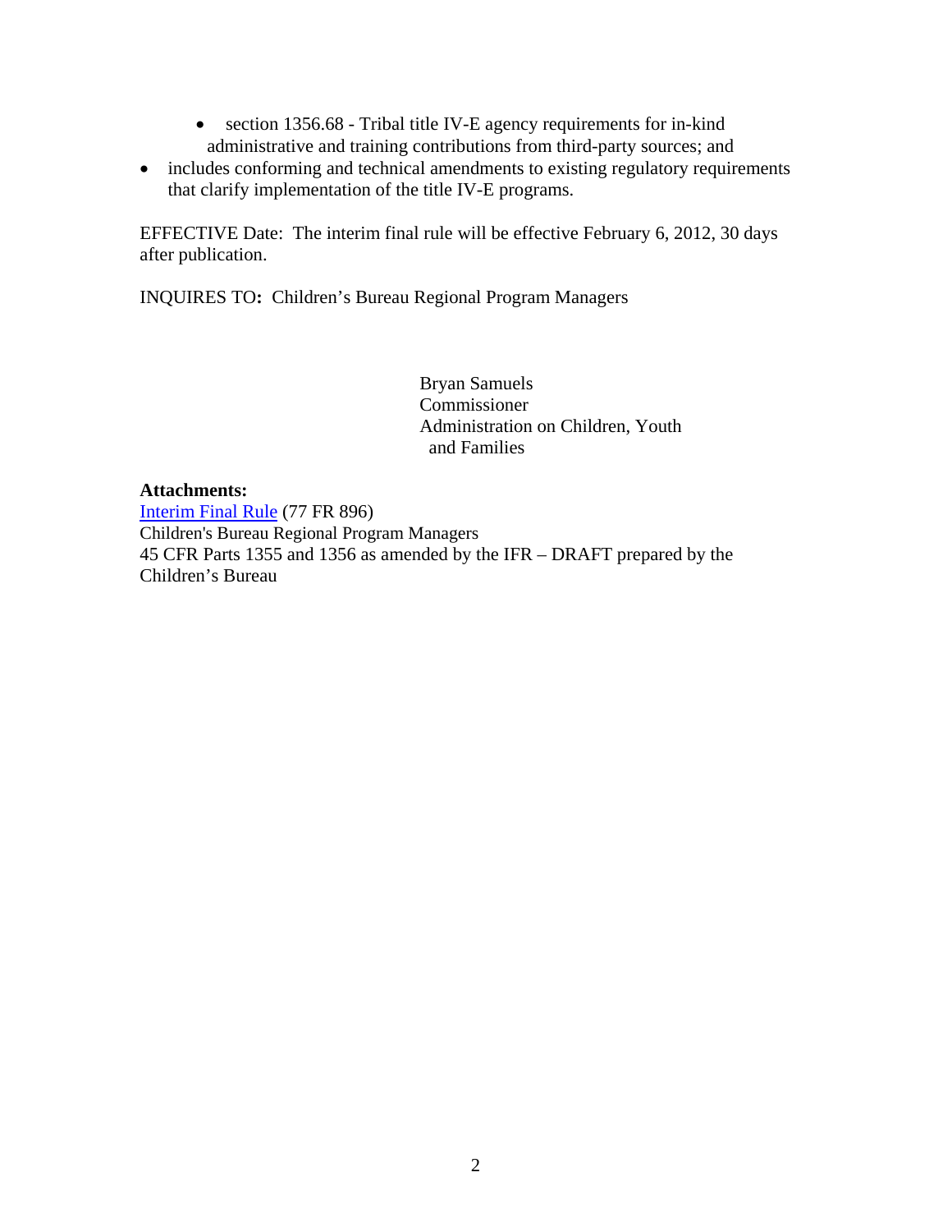- section 1356.68 - Tribal title IV-E agency requirements for in-kind administrative and training contributions from third-party sources; and
- includes conforming and technical amendments to existing regulatory requirements that clarify implementation of the title IV-E programs.

EFFECTIVE Date: The interim final rule will be effective February 6, 2012, 30 days after publication.

INQUIRES TO**:** Children's Bureau Regional Program Managers

Bryan Samuels
Commissioner
Administration on Children, Youth
and Families

**Attachments:**
Interim Final Rule (77 FR 896)
Children's Bureau Regional Program Managers
45 CFR Parts 1355 and 1356 as amended by the IFR – DRAFT prepared by the Children's Bureau